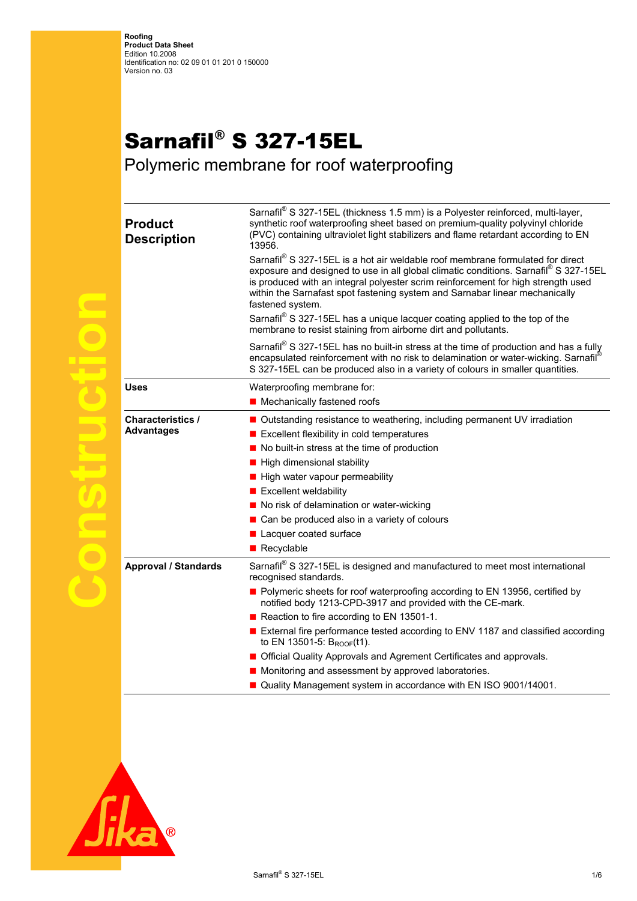Roofing
Product Data Sheet
Edition 10.2008
Identification no: 02 09 01 01 201 0 150000
Version no. 03

# Sarnafil® S 327-15EL

## Polymeric membrane for roof waterproofing

| | |
|---|---|
| **Product Description** | Sarnafil® S 327-15EL (thickness 1.5 mm) is a Polyester reinforced, multi-layer, synthetic roof waterproofing sheet based on premium-quality polyvinyl chloride (PVC) containing ultraviolet light stabilizers and flame retardant according to EN 13956.<br><br>Sarnafil® S 327-15EL is a hot air weldable roof membrane formulated for direct exposure and designed to use in all global climatic conditions. Sarnafil® S 327-15EL is produced with an integral polyester scrim reinforcement for high strength used within the Sarnafast spot fastening system and Sarnabar linear mechanically fastened system.<br><br>Sarnafil® S 327-15EL has a unique lacquer coating applied to the top of the membrane to resist staining from airborne dirt and pollutants.<br><br>Sarnafil® S 327-15EL has no built-in stress at the time of production and has a fully encapsulated reinforcement with no risk to delamination or water-wicking. Sarnafil® S 327-15EL can be produced also in a variety of colours in smaller quantities. |
| **Uses** | Waterproofing membrane for:<br>■ Mechanically fastened roofs |
| **Characteristics / Advantages** | ■ Outstanding resistance to weathering, including permanent UV irradiation<br>■ Excellent flexibility in cold temperatures<br>■ No built-in stress at the time of production<br>■ High dimensional stability<br>■ High water vapour permeability<br>■ Excellent weldability<br>■ No risk of delamination or water-wicking<br>■ Can be produced also in a variety of colours<br>■ Lacquer coated surface<br>■ Recyclable |
| **Approval / Standards** | Sarnafil® S 327-15EL is designed and manufactured to meet most international recognised standards.<br>■ Polymeric sheets for roof waterproofing according to EN 13956, certified by notified body 1213-CPD-3917 and provided with the CE-mark.<br>■ Reaction to fire according to EN 13501-1.<br>■ External fire performance tested according to ENV 1187 and classified according to EN 13501-5: $B_{ROOF}$(t1).<br>■ Official Quality Approvals and Agrement Certificates and approvals.<br>■ Monitoring and assessment by approved laboratories.<br>■ Quality Management system in accordance with EN ISO 9001/14001. |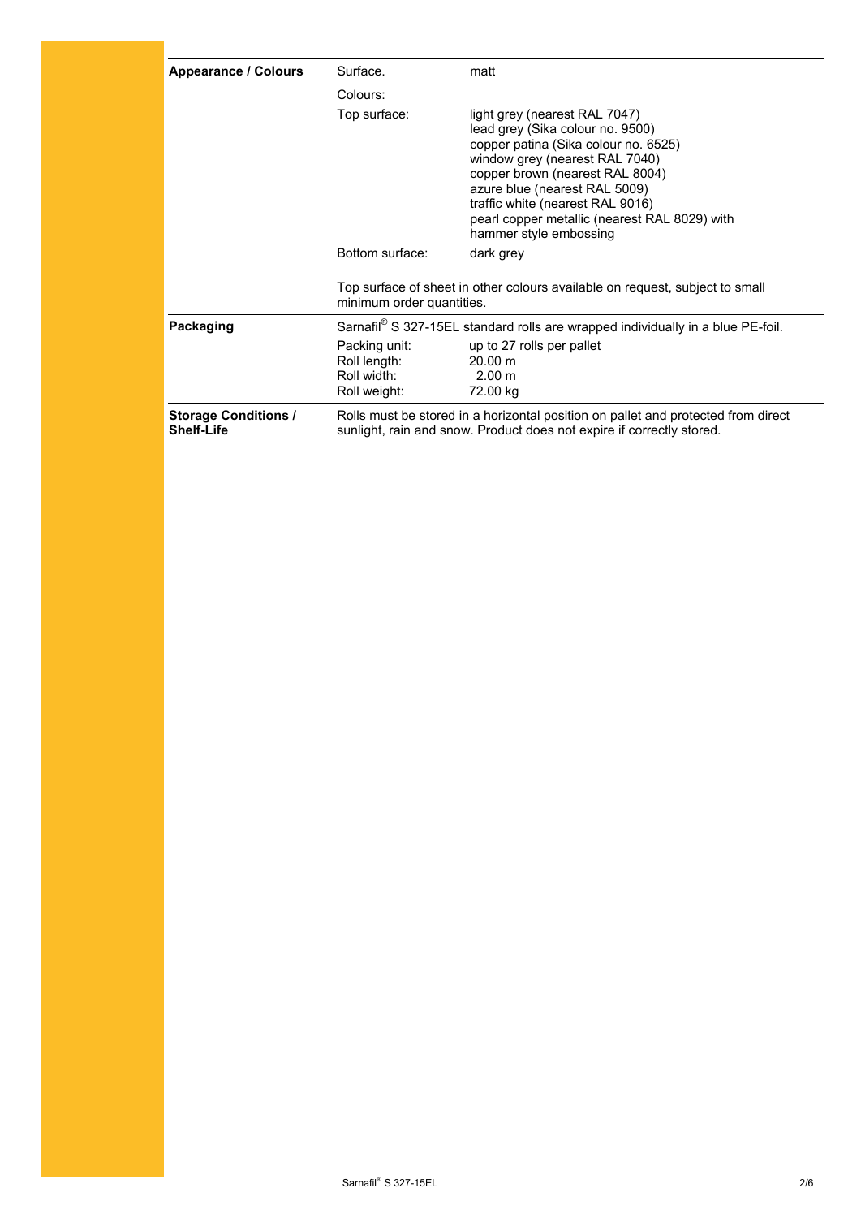| | | |
|---|---|---|
| **Appearance / Colours** | Surface. | matt |
| | Colours: | |
| | Top surface: | light grey (nearest RAL 7047)<br>lead grey (Sika colour no. 9500)<br>copper patina (Sika colour no. 6525)<br>window grey (nearest RAL 7040)<br>copper brown (nearest RAL 8004)<br>azure blue (nearest RAL 5009)<br>traffic white (nearest RAL 9016)<br>pearl copper metallic (nearest RAL 8029) with hammer style embossing |
| | Bottom surface: | dark grey |
| | Top surface of sheet in other colours available on request, subject to small minimum order quantities. | |
| **Packaging** | Sarnafil® S 327-15EL standard rolls are wrapped individually in a blue PE-foil. | |
| | Packing unit:<br>Roll length:<br>Roll width:<br>Roll weight: | up to 27 rolls per pallet<br>20.00 m<br>2.00 m<br>72.00 kg |
| **Storage Conditions / Shelf-Life** | Rolls must be stored in a horizontal position on pallet and protected from direct sunlight, rain and snow. Product does not expire if correctly stored. | |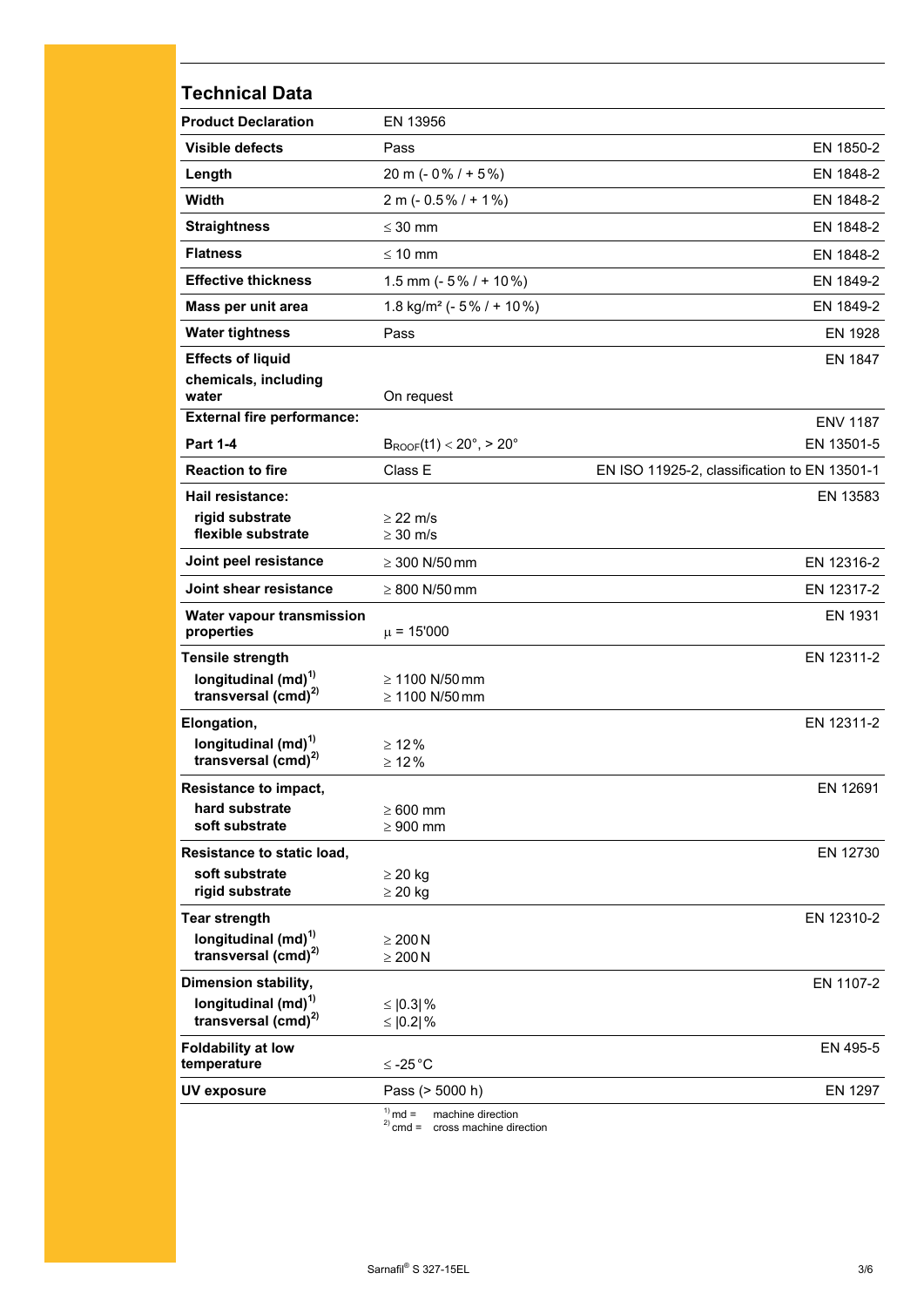## Technical Data

| Product Declaration | EN 13956 | |
|---|---|---|
| Visible defects | Pass | EN 1850-2 |
| Length | 20 m (- 0 % / + 5 %) | EN 1848-2 |
| Width | 2 m (- 0.5 % / + 1 %) | EN 1848-2 |
| Straightness | ≤ 30 mm | EN 1848-2 |
| Flatness | ≤ 10 mm | EN 1848-2 |
| Effective thickness | 1.5 mm (- 5 % / + 10 %) | EN 1849-2 |
| Mass per unit area | 1.8 kg/m² (- 5 % / + 10 %) | EN 1849-2 |
| Water tightness | Pass | EN 1928 |
| Effects of liquid chemicals, including water | On request | EN 1847 |
| External fire performance: Part 1-4 | $B_{ROOF}(t1) < 20°, > 20°$ | ENV 1187 EN 13501-5 |
| Reaction to fire | Class E | EN ISO 11925-2, classification to EN 13501-1 |
| Hail resistance: rigid substrate / flexible substrate | ≥ 22 m/s / ≥ 30 m/s | EN 13583 |
| Joint peel resistance | ≥ 300 N/50 mm | EN 12316-2 |
| Joint shear resistance | ≥ 800 N/50 mm | EN 12317-2 |
| Water vapour transmission properties | $\mu$ = 15'000 | EN 1931 |
| Tensile strength: longitudinal (md)[1] / transversal (cmd)[2] | ≥ 1100 N/50 mm / ≥ 1100 N/50 mm | EN 12311-2 |
| Elongation, longitudinal (md)[1] / transversal (cmd)[2] | ≥ 12 % / ≥ 12 % | EN 12311-2 |
| Resistance to impact, hard substrate / soft substrate | ≥ 600 mm / ≥ 900 mm | EN 12691 |
| Resistance to static load, soft substrate / rigid substrate | ≥ 20 kg / ≥ 20 kg | EN 12730 |
| Tear strength: longitudinal (md)[1] / transversal (cmd)[2] | ≥ 200 N / ≥ 200 N | EN 12310-2 |
| Dimension stability, longitudinal (md)[1] / transversal (cmd)[2] | ≤ \|0.3\| % / ≤ \|0.2\| % | EN 1107-2 |
| Foldability at low temperature | ≤ -25 °C | EN 495-5 |
| UV exposure | Pass (> 5000 h) | EN 1297 |

[1] md = machine direction
[2] cmd = cross machine direction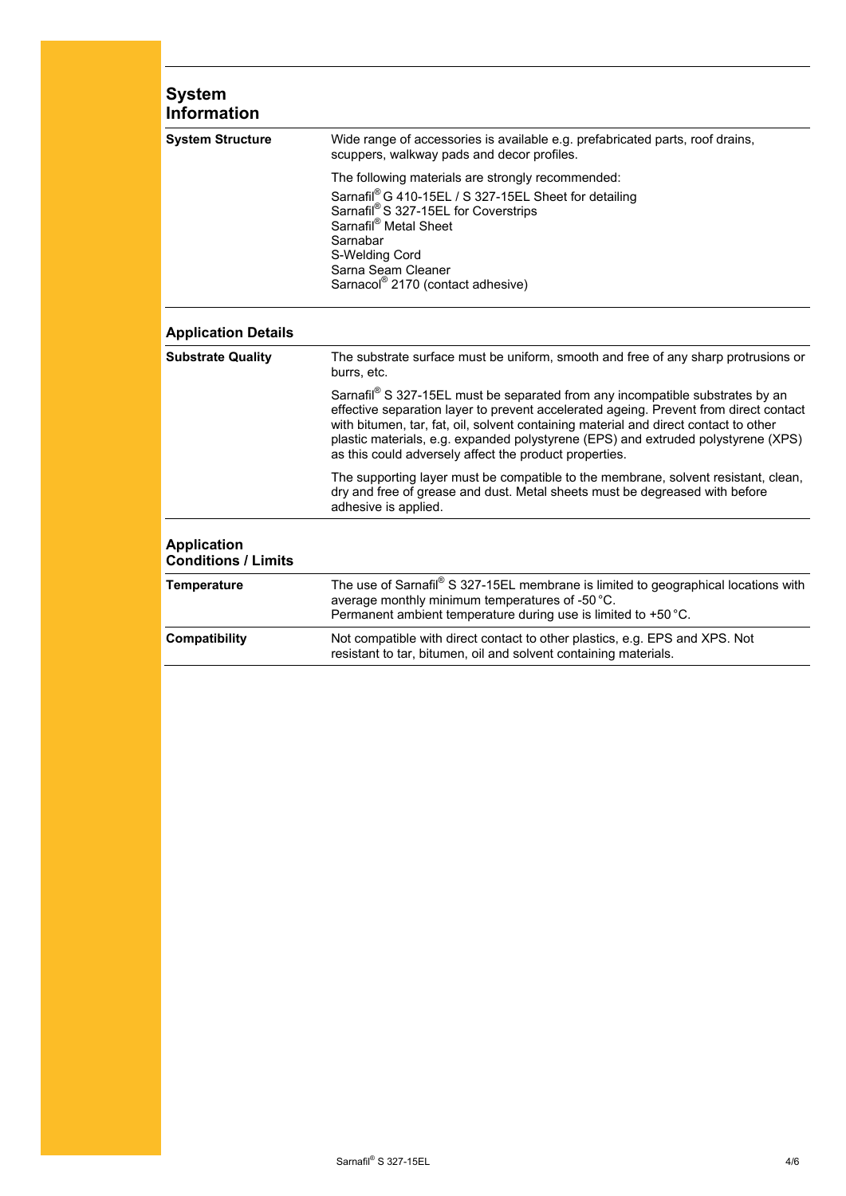## System Information

**System Structure**

Wide range of accessories is available e.g. prefabricated parts, roof drains, scuppers, walkway pads and decor profiles.

The following materials are strongly recommended:

Sarnafil® G 410-15EL / S 327-15EL Sheet for detailing
Sarnafil® S 327-15EL for Coverstrips
Sarnafil® Metal Sheet
Sarnabar
S-Welding Cord
Sarna Seam Cleaner
Sarnacol® 2170 (contact adhesive)

## Application Details

**Substrate Quality**

The substrate surface must be uniform, smooth and free of any sharp protrusions or burrs, etc.

Sarnafil® S 327-15EL must be separated from any incompatible substrates by an effective separation layer to prevent accelerated ageing. Prevent from direct contact with bitumen, tar, fat, oil, solvent containing material and direct contact to other plastic materials, e.g. expanded polystyrene (EPS) and extruded polystyrene (XPS) as this could adversely affect the product properties.

The supporting layer must be compatible to the membrane, solvent resistant, clean, dry and free of grease and dust. Metal sheets must be degreased with before adhesive is applied.

## Application Conditions / Limits

**Temperature**

The use of Sarnafil® S 327-15EL membrane is limited to geographical locations with average monthly minimum temperatures of -50 °C.
Permanent ambient temperature during use is limited to +50 °C.

**Compatibility**

Not compatible with direct contact to other plastics, e.g. EPS and XPS. Not resistant to tar, bitumen, oil and solvent containing materials.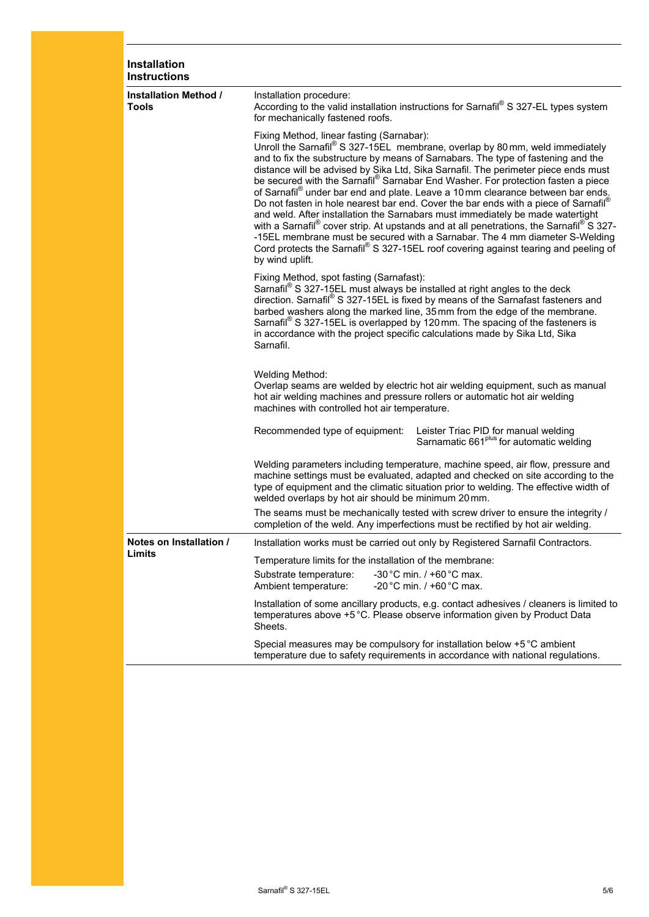## Installation Instructions

### Installation Method / Tools

Installation procedure:
According to the valid installation instructions for Sarnafil® S 327-EL types system for mechanically fastened roofs.

Fixing Method, linear fasting (Sarnabar):
Unroll the Sarnafil® S 327-15EL membrane, overlap by 80 mm, weld immediately and to fix the substructure by means of Sarnabars. The type of fastening and the distance will be advised by Sika Ltd, Sika Sarnafil. The perimeter piece ends must be secured with the Sarnafil® Sarnabar End Washer. For protection fasten a piece of Sarnafil® under bar end and plate. Leave a 10 mm clearance between bar ends. Do not fasten in hole nearest bar end. Cover the bar ends with a piece of Sarnafil® and weld. After installation the Sarnabars must immediately be made watertight with a Sarnafil® cover strip. At upstands and at all penetrations, the Sarnafil® S 327--15EL membrane must be secured with a Sarnabar. The 4 mm diameter S-Welding Cord protects the Sarnafil® S 327-15EL roof covering against tearing and peeling of by wind uplift.

Fixing Method, spot fasting (Sarnafast):
Sarnafil® S 327-15EL must always be installed at right angles to the deck direction. Sarnafil® S 327-15EL is fixed by means of the Sarnafast fasteners and barbed washers along the marked line, 35 mm from the edge of the membrane. Sarnafil® S 327-15EL is overlapped by 120 mm. The spacing of the fasteners is in accordance with the project specific calculations made by Sika Ltd, Sika Sarnafil.

Welding Method:
Overlap seams are welded by electric hot air welding equipment, such as manual hot air welding machines and pressure rollers or automatic hot air welding machines with controlled hot air temperature.

| Recommended type of equipment: | Leister Triac PID for manual welding<br>Sarnamatic 661plus for automatic welding |
|---|---|

Welding parameters including temperature, machine speed, air flow, pressure and machine settings must be evaluated, adapted and checked on site according to the type of equipment and the climatic situation prior to welding. The effective width of welded overlaps by hot air should be minimum 20 mm.

The seams must be mechanically tested with screw driver to ensure the integrity / completion of the weld. Any imperfections must be rectified by hot air welding.

### Notes on Installation / Limits

Installation works must be carried out only by Registered Sarnafil Contractors.

Temperature limits for the installation of the membrane:

| | |
|---|---|
| Substrate temperature: | -30 °C min. / +60 °C max. |
| Ambient temperature: | -20 °C min. / +60 °C max. |

Installation of some ancillary products, e.g. contact adhesives / cleaners is limited to temperatures above +5 °C. Please observe information given by Product Data Sheets.

Special measures may be compulsory for installation below +5 °C ambient temperature due to safety requirements in accordance with national regulations.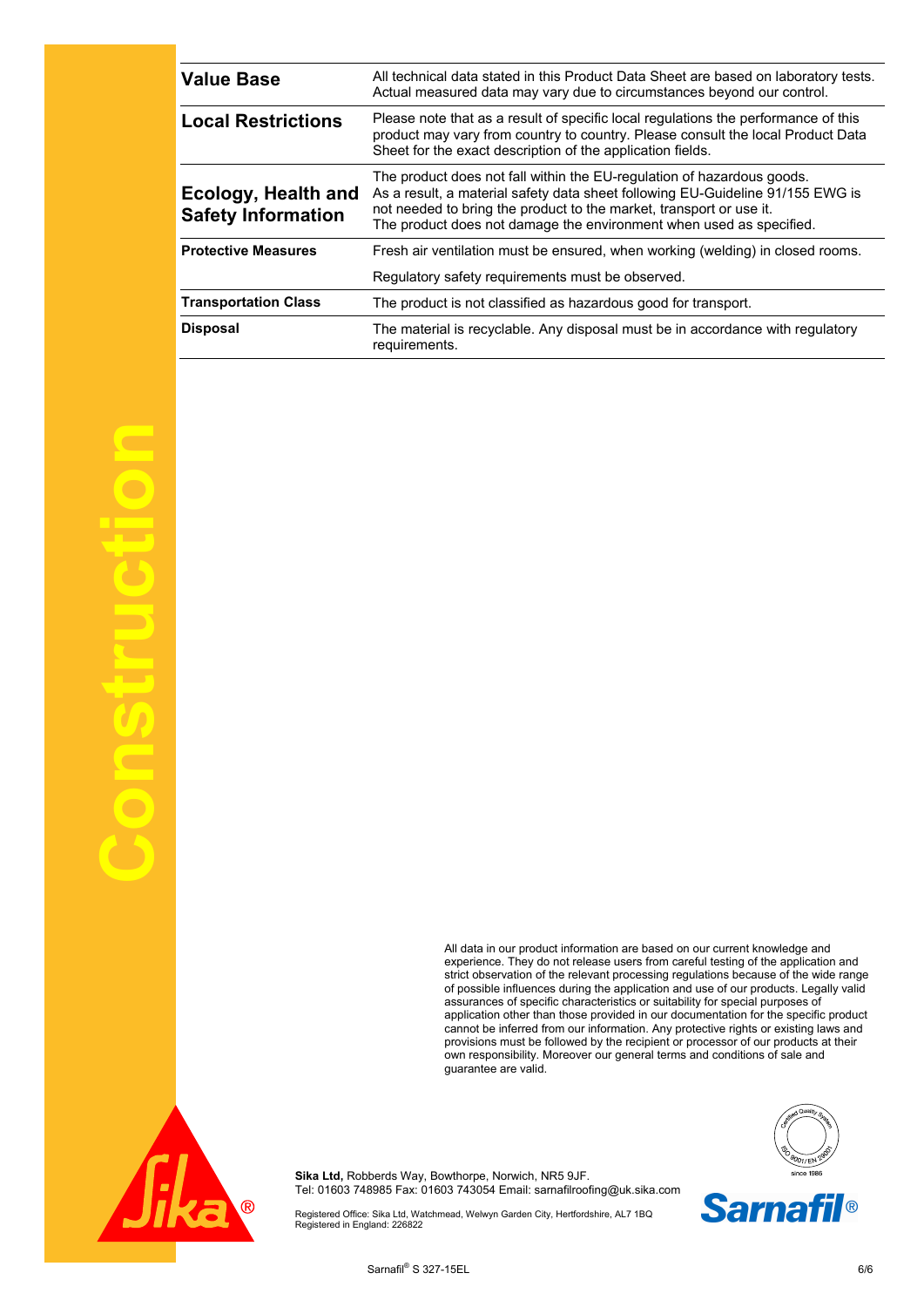| | |
|---|---|
| **Value Base** | All technical data stated in this Product Data Sheet are based on laboratory tests. Actual measured data may vary due to circumstances beyond our control. |
| **Local Restrictions** | Please note that as a result of specific local regulations the performance of this product may vary from country to country. Please consult the local Product Data Sheet for the exact description of the application fields. |
| **Ecology, Health and Safety Information** | The product does not fall within the EU-regulation of hazardous goods. As a result, a material safety data sheet following EU-Guideline 91/155 EWG is not needed to bring the product to the market, transport or use it. The product does not damage the environment when used as specified. |
| **Protective Measures** | Fresh air ventilation must be ensured, when working (welding) in closed rooms. Regulatory safety requirements must be observed. |
| **Transportation Class** | The product is not classified as hazardous good for transport. |
| **Disposal** | The material is recyclable. Any disposal must be in accordance with regulatory requirements. |

Construction

All data in our product information are based on our current knowledge and experience. They do not release users from careful testing of the application and strict observation of the relevant processing regulations because of the wide range of possible influences during the application and use of our products. Legally valid assurances of specific characteristics or suitability for special purposes of application other than those provided in our documentation for the specific product cannot be inferred from our information. Any protective rights or existing laws and provisions must be followed by the recipient or processor of our products at their own responsibility. Moreover our general terms and conditions of sale and guarantee are valid.

**Sika Ltd,** Robberds Way, Bowthorpe, Norwich, NR5 9JF.
Tel: 01603 748985 Fax: 01603 743054 Email: sarnafilroofing@uk.sika.com

Registered Office: Sika Ltd, Watchmead, Welwyn Garden City, Hertfordshire, AL7 1BQ
Registered in England: 226822

Certified Quality System ISO 9001/EN 29001 since 1986

Sarnafil®

Sarnafil® S 327-15EL